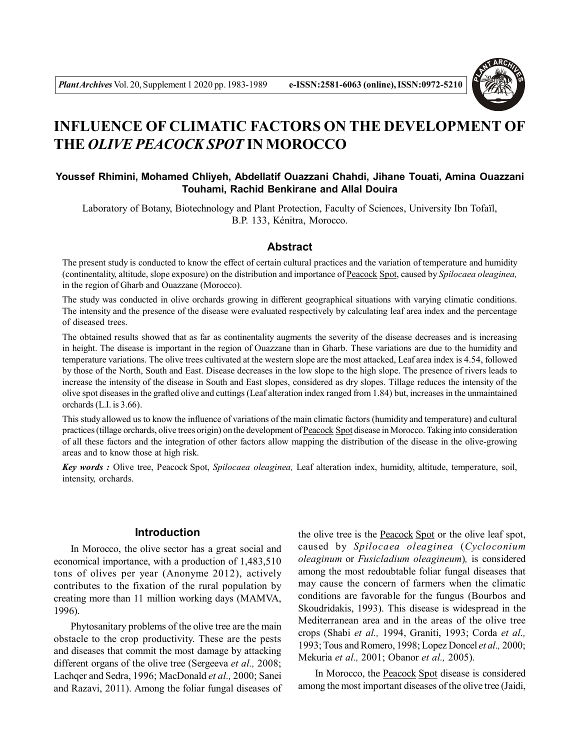# INFLUENCE OF CLIMATIC FACTORS ON THE DEVELOPMENT OF THE *OLIVE PEACOCK SPOT* IN MOROCCO

**Youssef Rhimini, Mohamed Chliyeh, Abdellatif Ouazzani Chahdi, Jihane Touati, Amina Ouazzani Touhami, Rachid Benkirane and Allal Douira**

Laboratory of Botany, Biotechnology and Plant Protection, Faculty of Sciences, University Ibn Tofaïl, B.P. 133, Kénitra, Morocco.

## Abstract

The present study is conducted to know the effect of certain cultural practices and the variation of temperature and humidity (continentality, altitude, slope exposure) on the distribution and importance of Peacock Spot, caused by *Spilocaea oleaginea,* in the region of Gharb and Ouazzane (Morocco).

The study was conducted in olive orchards growing in different geographical situations with varying climatic conditions. The intensity and the presence of the disease were evaluated respectively by calculating leaf area index and the percentage of diseased trees.

The obtained results showed that as far as continentality augments the severity of the disease decreases and is increasing in height. The disease is important in the region of Ouazzane than in Gharb. These variations are due to the humidity and temperature variations. The olive trees cultivated at the western slope are the most attacked, Leaf area index is 4.54, followed by those of the North, South and East. Disease decreases in the low slope to the high slope. The presence of rivers leads to increase the intensity of the disease in South and East slopes, considered as dry slopes. Tillage reduces the intensity of the olive spot diseases in the grafted olive and cuttings (Leaf alteration index ranged from 1.84) but, increases in the unmaintained orchards (L.I. is 3.66).

This study allowed us to know the influence of variations of the main climatic factors (humidity and temperature) and cultural practices (tillage orchards, olive trees origin) on the development of Peacock Spot disease in Morocco. Taking into consideration of all these factors and the integration of other factors allow mapping the distribution of the disease in the olive-growing areas and to know those at high risk.

***Key words :*** Olive tree, Peacock Spot, *Spilocaea oleaginea,* Leaf alteration index, humidity, altitude, temperature, soil, intensity, orchards.

## Introduction

In Morocco, the olive sector has a great social and economical importance, with a production of 1,483,510 tons of olives per year (Anonyme 2012), actively contributes to the fixation of the rural population by creating more than 11 million working days (MAMVA, 1996).

Phytosanitary problems of the olive tree are the main obstacle to the crop productivity. These are the pests and diseases that commit the most damage by attacking different organs of the olive tree (Sergeeva *et al.,* 2008; Lachqer and Sedra, 1996; MacDonald *et al.,* 2000; Sanei and Razavi, 2011). Among the foliar fungal diseases of the olive tree is the Peacock Spot or the olive leaf spot, caused by *Spilocaea oleaginea* (*Cycloconium oleaginum* or *Fusicladium oleagineum*)*,* is considered among the most redoubtable foliar fungal diseases that may cause the concern of farmers when the climatic conditions are favorable for the fungus (Bourbos and Skoudridakis, 1993). This disease is widespread in the Mediterranean area and in the areas of the olive tree crops (Shabi *et al.,* 1994, Graniti, 1993; Corda *et al.,* 1993; Tous and Romero, 1998; Lopez Doncel *et al.,* 2000; Mekuria *et al.,* 2001; Obanor *et al.,* 2005).

In Morocco, the Peacock Spot disease is considered among the most important diseases of the olive tree (Jaidi,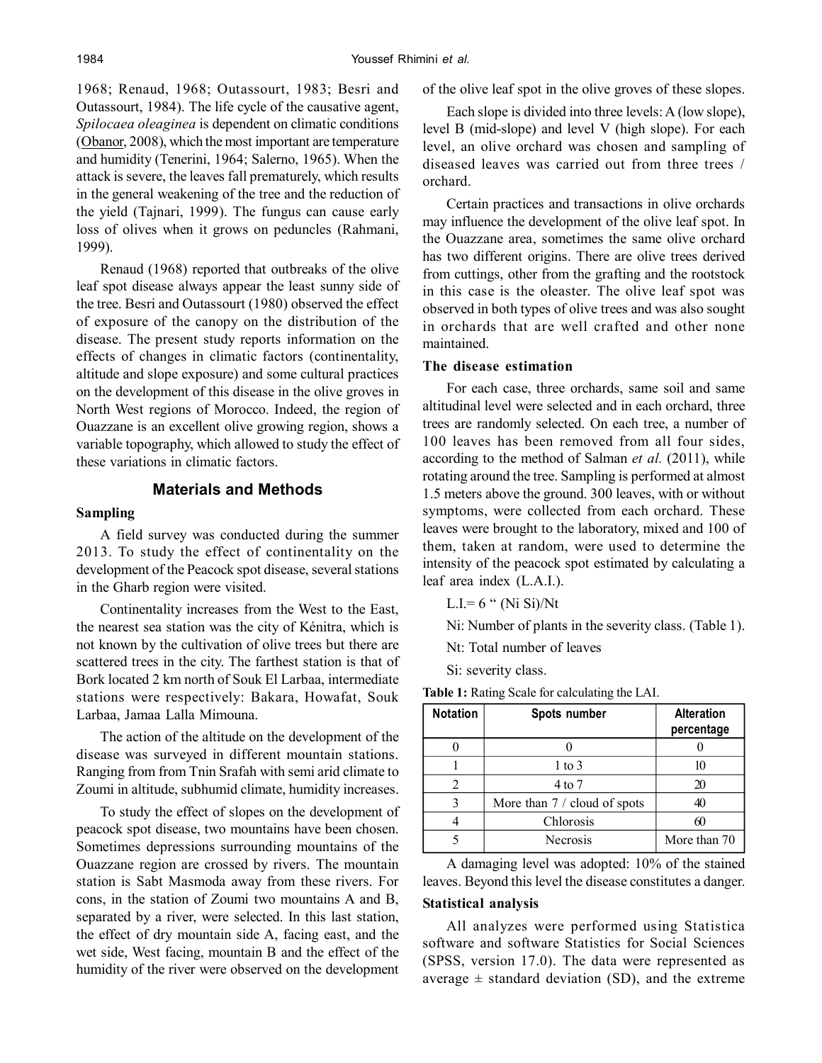1968; Renaud, 1968; Outassourt, 1983; Besri and Outassourt, 1984). The life cycle of the causative agent, *Spilocaea oleaginea* is dependent on climatic conditions (Obanor, 2008), which the most important are temperature and humidity (Tenerini, 1964; Salerno, 1965). When the attack is severe, the leaves fall prematurely, which results in the general weakening of the tree and the reduction of the yield (Tajnari, 1999). The fungus can cause early loss of olives when it grows on peduncles (Rahmani, 1999).

Renaud (1968) reported that outbreaks of the olive leaf spot disease always appear the least sunny side of the tree. Besri and Outassourt (1980) observed the effect of exposure of the canopy on the distribution of the disease. The present study reports information on the effects of changes in climatic factors (continentality, altitude and slope exposure) and some cultural practices on the development of this disease in the olive groves in North West regions of Morocco. Indeed, the region of Ouazzane is an excellent olive growing region, shows a variable topography, which allowed to study the effect of these variations in climatic factors.

## Materials and Methods

### Sampling

A field survey was conducted during the summer 2013. To study the effect of continentality on the development of the Peacock spot disease, several stations in the Gharb region were visited.

Continentality increases from the West to the East, the nearest sea station was the city of Kénitra, which is not known by the cultivation of olive trees but there are scattered trees in the city. The farthest station is that of Bork located 2 km north of Souk El Larbaa, intermediate stations were respectively: Bakara, Howafat, Souk Larbaa, Jamaa Lalla Mimouna.

The action of the altitude on the development of the disease was surveyed in different mountain stations. Ranging from from Tnin Srafah with semi arid climate to Zoumi in altitude, subhumid climate, humidity increases.

To study the effect of slopes on the development of peacock spot disease, two mountains have been chosen. Sometimes depressions surrounding mountains of the Ouazzane region are crossed by rivers. The mountain station is Sabt Masmoda away from these rivers. For cons, in the station of Zoumi two mountains A and B, separated by a river, were selected. In this last station, the effect of dry mountain side A, facing east, and the wet side, West facing, mountain B and the effect of the humidity of the river were observed on the development of the olive leaf spot in the olive groves of these slopes.

Each slope is divided into three levels: A (low slope), level B (mid-slope) and level V (high slope). For each level, an olive orchard was chosen and sampling of diseased leaves was carried out from three trees / orchard.

Certain practices and transactions in olive orchards may influence the development of the olive leaf spot. In the Ouazzane area, sometimes the same olive orchard has two different origins. There are olive trees derived from cuttings, other from the grafting and the rootstock in this case is the oleaster. The olive leaf spot was observed in both types of olive trees and was also sought in orchards that are well crafted and other none maintained.

### The disease estimation

For each case, three orchards, same soil and same altitudinal level were selected and in each orchard, three trees are randomly selected. On each tree, a number of 100 leaves has been removed from all four sides, according to the method of Salman *et al.* (2011), while rotating around the tree. Sampling is performed at almost 1.5 meters above the ground. 300 leaves, with or without symptoms, were collected from each orchard. These leaves were brought to the laboratory, mixed and 100 of them, taken at random, were used to determine the intensity of the peacock spot estimated by calculating a leaf area index (L.A.I.).

L.I.= 6 " (Ni Si)/Nt

Ni: Number of plants in the severity class. (Table 1).

Nt: Total number of leaves

Si: severity class.

**Table 1:** Rating Scale for calculating the LAI.

| Notation | Spots number | Alteration percentage |
|---|---|---|
| 0 | 0 | 0 |
| 1 | 1 to 3 | 10 |
| 2 | 4 to 7 | 20 |
| 3 | More than 7 / cloud of spots | 40 |
| 4 | Chlorosis | 60 |
| 5 | Necrosis | More than 70 |

A damaging level was adopted: 10% of the stained leaves. Beyond this level the disease constitutes a danger.

### Statistical analysis

All analyzes were performed using Statistica software and software Statistics for Social Sciences (SPSS, version 17.0). The data were represented as average ± standard deviation (SD), and the extreme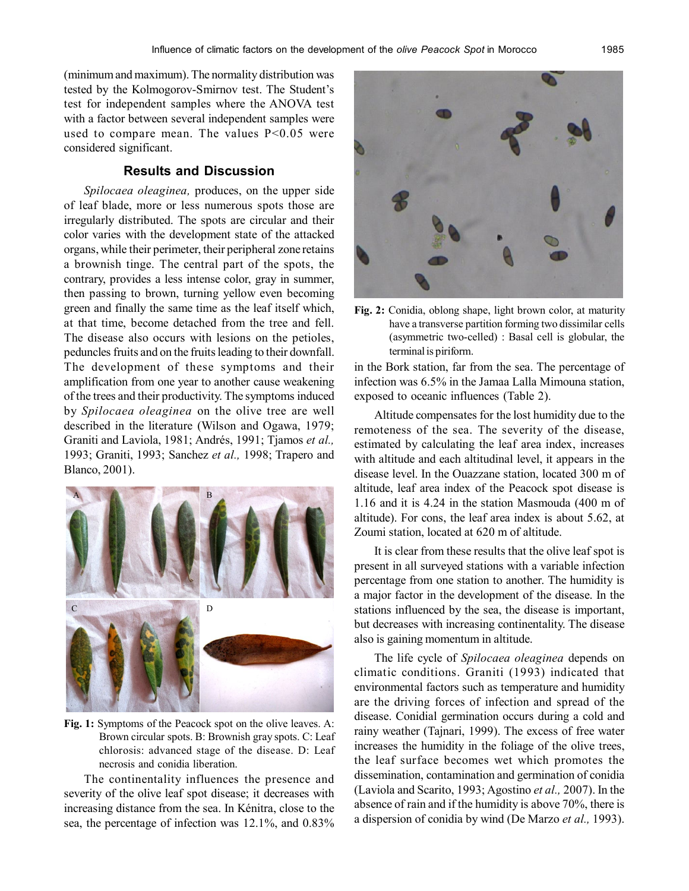(minimum and maximum). The normality distribution was tested by the Kolmogorov-Smirnov test. The Student's test for independent samples where the ANOVA test with a factor between several independent samples were used to compare mean. The values $P<0.05$ were considered significant.

## Results and Discussion

*Spilocaea oleaginea,* produces, on the upper side of leaf blade, more or less numerous spots those are irregularly distributed. The spots are circular and their color varies with the development state of the attacked organs, while their perimeter, their peripheral zone retains a brownish tinge. The central part of the spots, the contrary, provides a less intense color, gray in summer, then passing to brown, turning yellow even becoming green and finally the same time as the leaf itself which, at that time, become detached from the tree and fell. The disease also occurs with lesions on the petioles, peduncles fruits and on the fruits leading to their downfall. The development of these symptoms and their amplification from one year to another cause weakening of the trees and their productivity. The symptoms induced by *Spilocaea oleaginea* on the olive tree are well described in the literature (Wilson and Ogawa, 1979; Graniti and Laviola, 1981; Andrés, 1991; Tjamos *et al.,* 1993; Graniti, 1993; Sanchez *et al.,* 1998; Trapero and Blanco, 2001).

**Fig. 1:** Symptoms of the Peacock spot on the olive leaves. A: Brown circular spots. B: Brownish gray spots. C: Leaf chlorosis: advanced stage of the disease. D: Leaf necrosis and conidia liberation.

The continentality influences the presence and severity of the olive leaf spot disease; it decreases with increasing distance from the sea. In Kénitra, close to the sea, the percentage of infection was 12.1%, and 0.83% in the Bork station, far from the sea. The percentage of infection was 6.5% in the Jamaa Lalla Mimouna station, exposed to oceanic influences (Table 2).

**Fig. 2:** Conidia, oblong shape, light brown color, at maturity have a transverse partition forming two dissimilar cells (asymmetric two-celled) : Basal cell is globular, the terminal is piriform.

Altitude compensates for the lost humidity due to the remoteness of the sea. The severity of the disease, estimated by calculating the leaf area index, increases with altitude and each altitudinal level, it appears in the disease level. In the Ouazzane station, located 300 m of altitude, leaf area index of the Peacock spot disease is 1.16 and it is 4.24 in the station Masmouda (400 m of altitude). For cons, the leaf area index is about 5.62, at Zoumi station, located at 620 m of altitude.

It is clear from these results that the olive leaf spot is present in all surveyed stations with a variable infection percentage from one station to another. The humidity is a major factor in the development of the disease. In the stations influenced by the sea, the disease is important, but decreases with increasing continentality. The disease also is gaining momentum in altitude.

The life cycle of *Spilocaea oleaginea* depends on climatic conditions. Graniti (1993) indicated that environmental factors such as temperature and humidity are the driving forces of infection and spread of the disease. Conidial germination occurs during a cold and rainy weather (Tajnari, 1999). The excess of free water increases the humidity in the foliage of the olive trees, the leaf surface becomes wet which promotes the dissemination, contamination and germination of conidia (Laviola and Scarito, 1993; Agostino *et al.,* 2007). In the absence of rain and if the humidity is above 70%, there is a dispersion of conidia by wind (De Marzo *et al.,* 1993).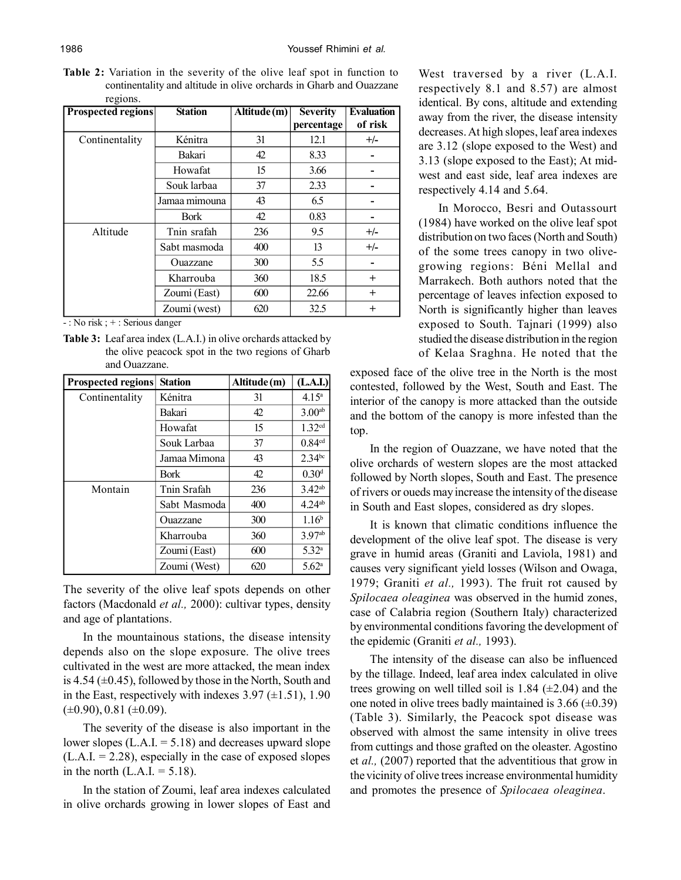**Table 2:** Variation in the severity of the olive leaf spot in function to continentality and altitude in olive orchards in Gharb and Ouazzane regions.

| Prospected regions | Station | Altitude (m) | Severity percentage | Evaluation of risk |
|---|---|---|---|---|
| Continentality | Kénitra | 31 | 12.1 | +/- |
| | Bakari | 42 | 8.33 | - |
| | Howafat | 15 | 3.66 | - |
| | Souk larbaa | 37 | 2.33 | - |
| | Jamaa mimouna | 43 | 6.5 | - |
| | Bork | 42 | 0.83 | - |
| Altitude | Tnin srafah | 236 | 9.5 | +/- |
| | Sabt masmoda | 400 | 13 | +/- |
| | Ouazzane | 300 | 5.5 | - |
| | Kharrouba | 360 | 18.5 | + |
| | Zoumi (East) | 600 | 22.66 | + |
| | Zoumi (west) | 620 | 32.5 | + |

- : No risk ; + : Serious danger

**Table 3:** Leaf area index (L.A.I.) in olive orchards attacked by the olive peacock spot in the two regions of Gharb and Ouazzane.

| Prospected regions | Station | Altitude (m) | (L.A.I.) |
|---|---|---|---|
| Continentality | Kénitra | 31 | 4.15[a] |
| | Bakari | 42 | 3.00[ab] |
| | Howafat | 15 | 1.32[cd] |
| | Souk Larbaa | 37 | 0.84[cd] |
| | Jamaa Mimona | 43 | 2.34[bc] |
| | Bork | 42 | 0.30[d] |
| Montain | Tnin Srafah | 236 | 3.42[ab] |
| | Sabt Masmoda | 400 | 4.24[ab] |
| | Ouazzane | 300 | 1.16[b] |
| | Kharrouba | 360 | 3.97[ab] |
| | Zoumi (East) | 600 | 5.32[a] |
| | Zoumi (West) | 620 | 5.62[a] |

The severity of the olive leaf spots depends on other factors (Macdonald *et al.,* 2000): cultivar types, density and age of plantations.

In the mountainous stations, the disease intensity depends also on the slope exposure. The olive trees cultivated in the west are more attacked, the mean index is 4.54 (±0.45), followed by those in the North, South and in the East, respectively with indexes 3.97 (±1.51), 1.90 (±0.90), 0.81 (±0.09).

The severity of the disease is also important in the lower slopes (L.A.I. = 5.18) and decreases upward slope (L.A.I. = 2.28), especially in the case of exposed slopes in the north (L.A.I. = 5.18).

In the station of Zoumi, leaf area indexes calculated in olive orchards growing in lower slopes of East and West traversed by a river (L.A.I. respectively 8.1 and 8.57) are almost identical. By cons, altitude and extending away from the river, the disease intensity decreases. At high slopes, leaf area indexes are 3.12 (slope exposed to the West) and 3.13 (slope exposed to the East); At mid-west and east side, leaf area indexes are respectively 4.14 and 5.64.

In Morocco, Besri and Outassourt (1984) have worked on the olive leaf spot distribution on two faces (North and South) of the some trees canopy in two olive-growing regions: Béni Mellal and Marrakech. Both authors noted that the percentage of leaves infection exposed to North is significantly higher than leaves exposed to South. Tajnari (1999) also studied the disease distribution in the region of Kelaa Sraghna. He noted that the exposed face of the olive tree in the North is the most contested, followed by the West, South and East. The interior of the canopy is more attacked than the outside and the bottom of the canopy is more infested than the top.

In the region of Ouazzane, we have noted that the olive orchards of western slopes are the most attacked followed by North slopes, South and East. The presence of rivers or oueds may increase the intensity of the disease in South and East slopes, considered as dry slopes.

It is known that climatic conditions influence the development of the olive leaf spot. The disease is very grave in humid areas (Graniti and Laviola, 1981) and causes very significant yield losses (Wilson and Owaga, 1979; Graniti *et al.,* 1993). The fruit rot caused by *Spilocaea oleaginea* was observed in the humid zones, case of Calabria region (Southern Italy) characterized by environmental conditions favoring the development of the epidemic (Graniti *et al.,* 1993).

The intensity of the disease can also be influenced by the tillage. Indeed, leaf area index calculated in olive trees growing on well tilled soil is 1.84 (±2.04) and the one noted in olive trees badly maintained is 3.66 (±0.39) (Table 3). Similarly, the Peacock spot disease was observed with almost the same intensity in olive trees from cuttings and those grafted on the oleaster. Agostino et *al.,* (2007) reported that the adventitious that grow in the vicinity of olive trees increase environmental humidity and promotes the presence of *Spilocaea oleaginea*.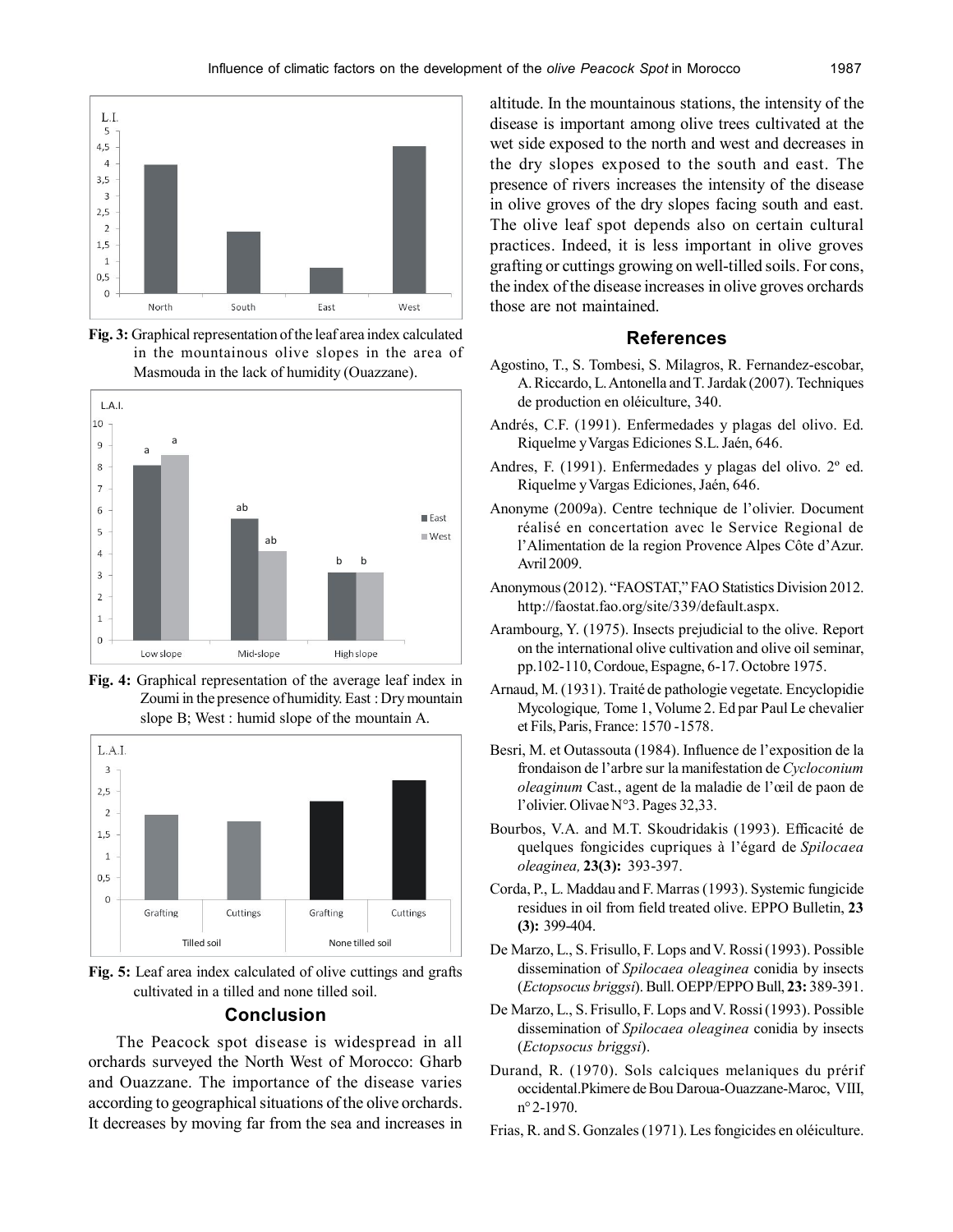Fig. 3: Graphical representation of the leaf area index calculated in the mountainous olive slopes in the area of Masmouda in the lack of humidity (Ouazzane).

Fig. 4: Graphical representation of the average leaf index in Zoumi in the presence of humidity. East : Dry mountain slope B; West : humid slope of the mountain A.

Fig. 5: Leaf area index calculated of olive cuttings and grafts cultivated in a tilled and none tilled soil.

## Conclusion

The Peacock spot disease is widespread in all orchards surveyed the North West of Morocco: Gharb and Ouazzane. The importance of the disease varies according to geographical situations of the olive orchards. It decreases by moving far from the sea and increases in altitude. In the mountainous stations, the intensity of the disease is important among olive trees cultivated at the wet side exposed to the north and west and decreases in the dry slopes exposed to the south and east. The presence of rivers increases the intensity of the disease in olive groves of the dry slopes facing south and east. The olive leaf spot depends also on certain cultural practices. Indeed, it is less important in olive groves grafting or cuttings growing on well-tilled soils. For cons, the index of the disease increases in olive groves orchards those are not maintained.

## References

Agostino, T., S. Tombesi, S. Milagros, R. Fernandez-escobar, A. Riccardo, L. Antonella and T. Jardak (2007). Techniques de production en oléiculture, 340.

Andrés, C.F. (1991). Enfermedades y plagas del olivo. Ed. Riquelme y Vargas Ediciones S.L. Jaén, 646.

Andres, F. (1991). Enfermedades y plagas del olivo. 2º ed. Riquelme y Vargas Ediciones, Jaén, 646.

Anonyme (2009a). Centre technique de l'olivier. Document réalisé en concertation avec le Service Regional de l'Alimentation de la region Provence Alpes Côte d'Azur. Avril 2009.

Anonymous (2012). "FAOSTAT," FAO Statistics Division 2012. http://faostat.fao.org/site/339/default.aspx.

Arambourg, Y. (1975). Insects prejudicial to the olive. Report on the international olive cultivation and olive oil seminar, pp.102-110, Cordoue, Espagne, 6-17. Octobre 1975.

Arnaud, M. (1931). Traité de pathologie vegetate. Encyclopidie Mycologique*,* Tome 1, Volume 2. Ed par Paul Le chevalier et Fils, Paris, France: 1570 -1578.

Besri, M. et Outassouta (1984). Influence de l'exposition de la frondaison de l'arbre sur la manifestation de *Cycloconium oleaginum* Cast., agent de la maladie de l'œil de paon de l'olivier. Olivae N°3. Pages 32,33.

Bourbos, V.A. and M.T. Skoudridakis (1993). Efficacité de quelques fongicides cupriques à l'égard de *Spilocaea oleaginea,* **23(3):** 393-397.

Corda, P., L. Maddau and F. Marras (1993). Systemic fungicide residues in oil from field treated olive. EPPO Bulletin, **23 (3):** 399-404.

De Marzo, L., S. Frisullo, F. Lops and V. Rossi (1993). Possible dissemination of *Spilocaea oleaginea* conidia by insects (*Ectopsocus briggsi*). Bull. OEPP/EPPO Bull, **23:** 389-391.

De Marzo, L., S. Frisullo, F. Lops and V. Rossi (1993). Possible dissemination of *Spilocaea oleaginea* conidia by insects (*Ectopsocus briggsi*).

Durand, R. (1970). Sols calciques melaniques du prérif occidental.Pkimere de Bou Daroua-Ouazzane-Maroc, VIII, n° 2-1970.

Frias, R. and S. Gonzales (1971). Les fongicides en oléiculture.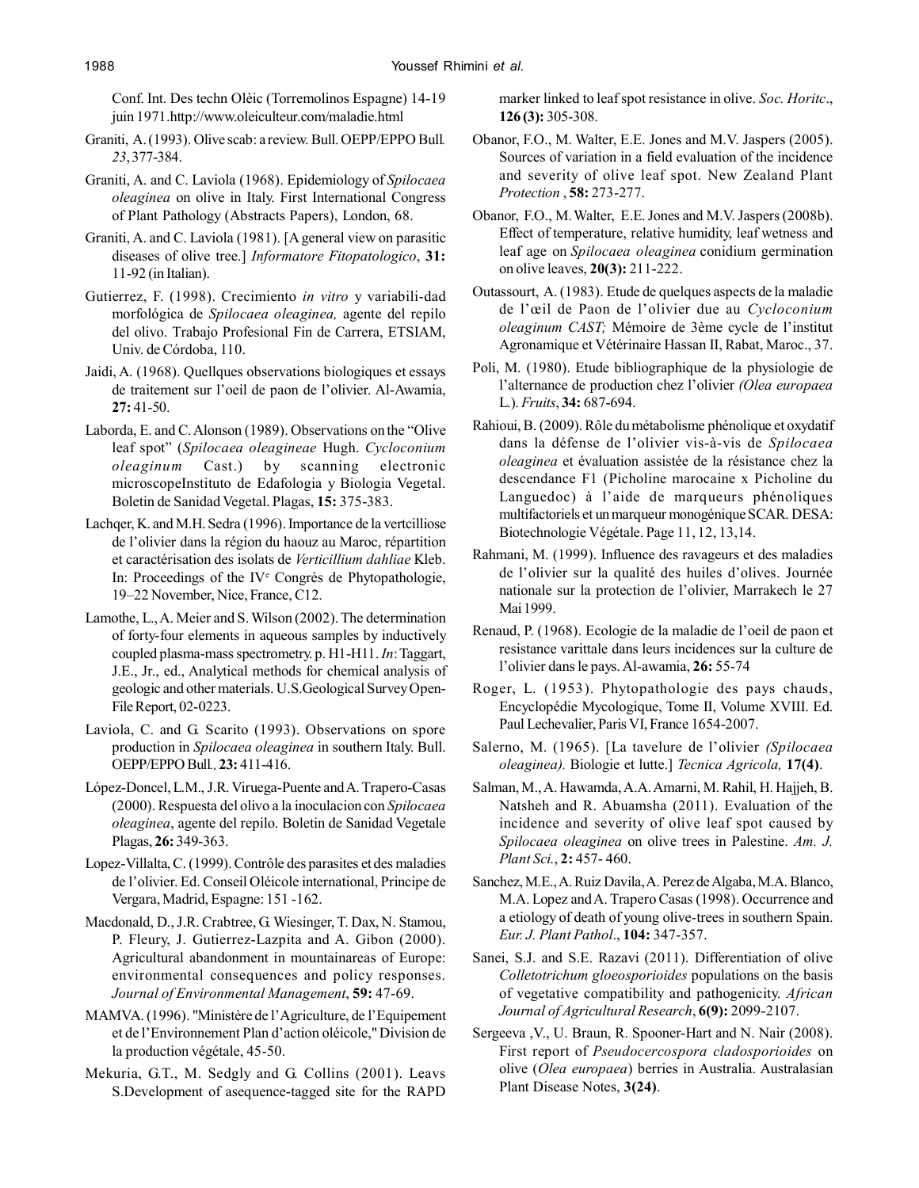Conf. Int. Des techn Olèic (Torremolinos Espagne) 14-19 juin 1971.http://www.oleiculteur.com/maladie.html

Graniti, A. (1993). Olive scab: a review. Bull. OEPP/EPPO Bull. *23*, 377-384.

Graniti, A. and C. Laviola (1968). Epidemiology of *Spilocaea oleaginea* on olive in Italy. First International Congress of Plant Pathology (Abstracts Papers), London, 68.

Graniti, A. and C. Laviola (1981). [A general view on parasitic diseases of olive tree.] *Informatore Fitopatologico*, **31:** 11-92 (in Italian).

Gutierrez, F. (1998). Crecimiento *in vitro* y variabili-dad morfológica de *Spilocaea oleaginea,* agente del repilo del olivo. Trabajo Profesional Fin de Carrera, ETSIAM, Univ. de Córdoba, 110.

Jaidi, A. (1968). Quellques observations biologiques et essays de traitement sur l'oeil de paon de l'olivier. Al-Awamia, **27:** 41-50.

Laborda, E. and C. Alonson (1989). Observations on the "Olive leaf spot" (*Spilocaea oleagineae* Hugh. *Cycloconium oleaginum* Cast.) by scanning electronic microscopeInstituto de Edafologia y Biologia Vegetal. Boletin de Sanidad Vegetal. Plagas, **15:** 375-383.

Lachqer, K. and M.H. Sedra (1996). Importance de la vertcilliose de l'olivier dans la région du haouz au Maroc, répartition et caractérisation des isolats de *Verticillium dahliae* Kleb. In: Proceedings of the IVᵉ Congrès de Phytopathologie, 19–22 November, Nice, France, C12.

Lamothe, L., A. Meier and S. Wilson (2002). The determination of forty-four elements in aqueous samples by inductively coupled plasma-mass spectrometry. p. H1-H11. *In*: Taggart, J.E., Jr., ed., Analytical methods for chemical analysis of geologic and other materials. U.S.Geological Survey Open-File Report, 02-0223.

Laviola, C. and G. Scarito (1993). Observations on spore production in *Spilocaea oleaginea* in southern Italy. Bull. OEPP/EPPO Bull*.,* **23:** 411-416.

López-Doncel, L.M., J.R. Viruega-Puente and A. Trapero-Casas (2000). Respuesta del olivo a la inoculacion con *Spilocaea oleaginea*, agente del repilo. Boletin de Sanidad Vegetale Plagas, **26:** 349-363.

Lopez-Villalta, C. (1999). Contrôle des parasites et des maladies de l'olivier. Ed. Conseil Oléicole international, Principe de Vergara, Madrid, Espagne: 151 -162.

Macdonald, D., J.R. Crabtree, G. Wiesinger, T. Dax, N. Stamou, P. Fleury, J. Gutierrez-Lazpita and A. Gibon (2000). Agricultural abandonment in mountainareas of Europe: environmental consequences and policy responses. *Journal of Environmental Management*, **59:** 47-69.

MAMVA. (1996). "Ministère de l'Agriculture, de l'Equipement et de l'Environnement Plan d'action oléicole," Division de la production végétale, 45-50.

Mekuria, G.T., M. Sedgly and G. Collins (2001). Leavs S.Development of asequence-tagged site for the RAPD marker linked to leaf spot resistance in olive. *Soc. Horitc*., **126 (3):** 305-308.

Obanor, F.O., M. Walter, E.E. Jones and M.V. Jaspers (2005). Sources of variation in a field evaluation of the incidence and severity of olive leaf spot. New Zealand Plant *Protection* , **58:** 273-277.

Obanor, F.O., M. Walter, E.E. Jones and M.V. Jaspers (2008b). Effect of temperature, relative humidity, leaf wetness and leaf age on *Spilocaea oleaginea* conidium germination on olive leaves, **20(3):** 211-222.

Outassourt, A. (1983). Etude de quelques aspects de la maladie de l'œil de Paon de l'olivier due au *Cycloconium oleaginum CAST;* Mémoire de 3ème cycle de l'institut Agronamique et Vétérinaire Hassan II, Rabat, Maroc., 37.

Poli, M. (1980). Etude bibliographique de la physiologie de l'alternance de production chez l'olivier *(Olea europaea* L.). *Fruits*, **34:** 687-694.

Rahioui, B. (2009). Rôle du métabolisme phénolique et oxydatif dans la défense de l'olivier vis-à-vis de *Spilocaea oleaginea* et évaluation assistée de la résistance chez la descendance F1 (Picholine marocaine x Picholine du Languedoc) à l'aide de marqueurs phénoliques multifactoriels et un marqueur monogénique SCAR. DESA: Biotechnologie Végétale. Page 11, 12, 13,14.

Rahmani, M. (1999). Influence des ravageurs et des maladies de l'olivier sur la qualité des huiles d'olives. Journée nationale sur la protection de l'olivier, Marrakech le 27 Mai 1999.

Renaud, P. (1968). Ecologie de la maladie de l'oeil de paon et resistance varittale dans leurs incidences sur la culture de l'olivier dans le pays. Al-awamia, **26:** 55-74

Roger, L. (1953). Phytopathologie des pays chauds, Encyclopédie Mycologique, Tome II, Volume XVIII. Ed. Paul Lechevalier, Paris VI, France 1654-2007.

Salerno, M. (1965). [La tavelure de l'olivier *(Spilocaea oleaginea).* Biologie et lutte.] *Tecnica Agricola,* **17(4)**.

Salman, M., A. Hawamda, A.A. Amarni, M. Rahil, H. Hajjeh, B. Natsheh and R. Abuamsha (2011). Evaluation of the incidence and severity of olive leaf spot caused by *Spilocaea oleaginea* on olive trees in Palestine. *Am. J. Plant Sci.*, **2:** 457- 460.

Sanchez, M.E., A. Ruiz Davila, A. Perez de Algaba, M.A. Blanco, M.A. Lopez and A. Trapero Casas (1998). Occurrence and a etiology of death of young olive-trees in southern Spain. *Eur. J. Plant Pathol*., **104:** 347-357.

Sanei, S.J. and S.E. Razavi (2011). Differentiation of olive *Colletotrichum gloeosporioides* populations on the basis of vegetative compatibility and pathogenicity. *African Journal of Agricultural Research*, **6(9):** 2099-2107.

Sergeeva ,V., U. Braun, R. Spooner-Hart and N. Nair (2008). First report of *Pseudocercospora cladosporioides* on olive (*Olea europaea*) berries in Australia. Australasian Plant Disease Notes, **3(24)**.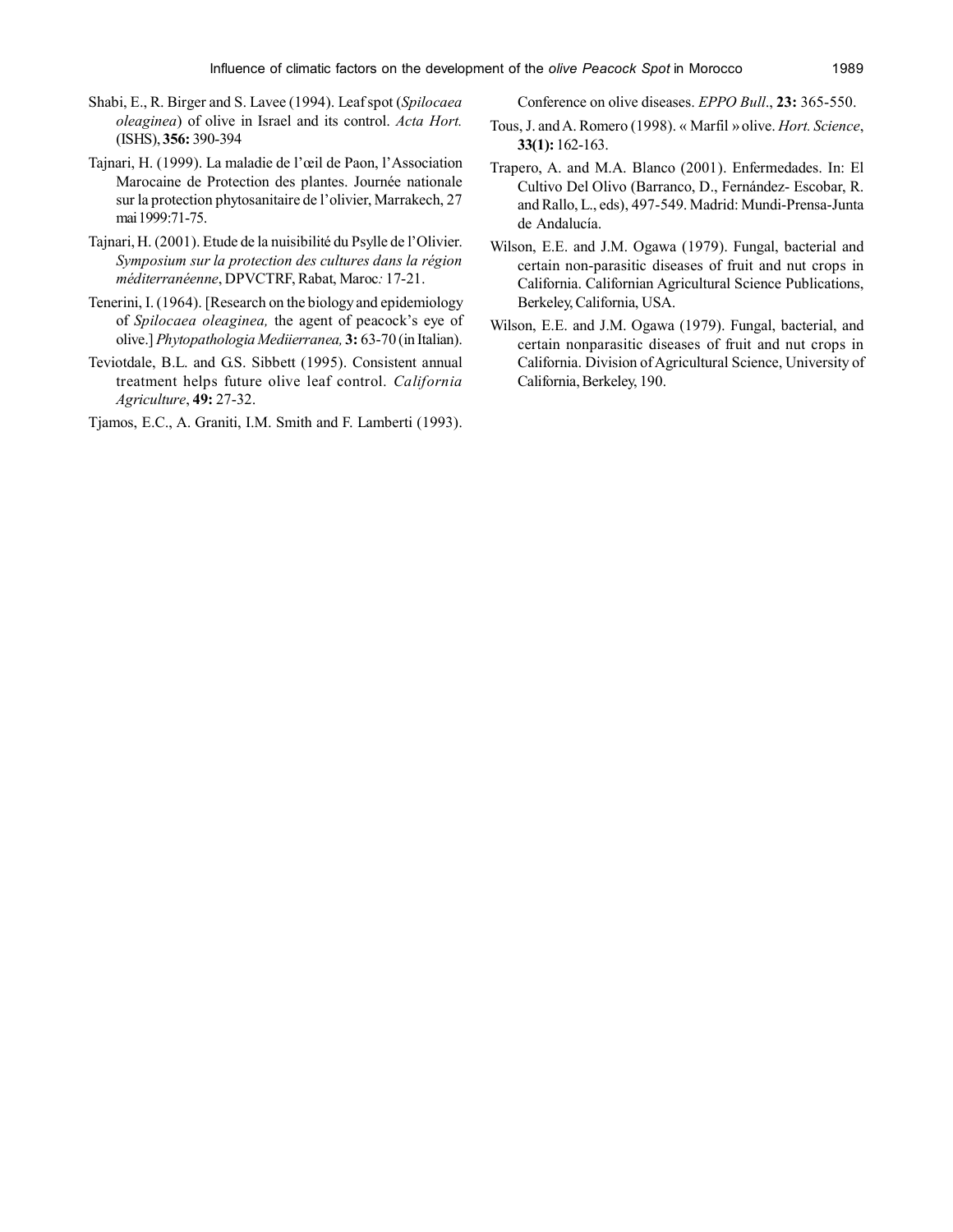Shabi, E., R. Birger and S. Lavee (1994). Leaf spot (*Spilocaea oleaginea*) of olive in Israel and its control. *Acta Hort.* (ISHS), **356:** 390-394

Tajnari, H. (1999). La maladie de l'œil de Paon, l'Association Marocaine de Protection des plantes. Journée nationale sur la protection phytosanitaire de l'olivier, Marrakech, 27 mai 1999:71-75.

Tajnari, H. (2001). Etude de la nuisibilité du Psylle de l'Olivier. *Symposium sur la protection des cultures dans la région méditerranéenne*, DPVCTRF, Rabat, Maroc*:* 17-21.

Tenerini, I. (1964). [Research on the biology and epidemiology of *Spilocaea oleaginea,* the agent of peacock's eye of olive.] *Phytopathologia Mediierranea,* **3:** 63-70 (in Italian).

Teviotdale, B.L. and G.S. Sibbett (1995). Consistent annual treatment helps future olive leaf control. *California Agriculture*, **49:** 27-32.

Tjamos, E.C., A. Graniti, I.M. Smith and F. Lamberti (1993). Conference on olive diseases. *EPPO Bull*., **23:** 365-550.

Tous, J. and A. Romero (1998). « Marfil » olive. *Hort. Science*, **33(1):** 162-163.

Trapero, A. and M.A. Blanco (2001). Enfermedades. In: El Cultivo Del Olivo (Barranco, D., Fernández- Escobar, R. and Rallo, L., eds), 497-549. Madrid: Mundi-Prensa-Junta de Andalucía.

Wilson, E.E. and J.M. Ogawa (1979). Fungal, bacterial and certain non-parasitic diseases of fruit and nut crops in California. Californian Agricultural Science Publications, Berkeley, California, USA.

Wilson, E.E. and J.M. Ogawa (1979). Fungal, bacterial, and certain nonparasitic diseases of fruit and nut crops in California. Division of Agricultural Science, University of California, Berkeley, 190.